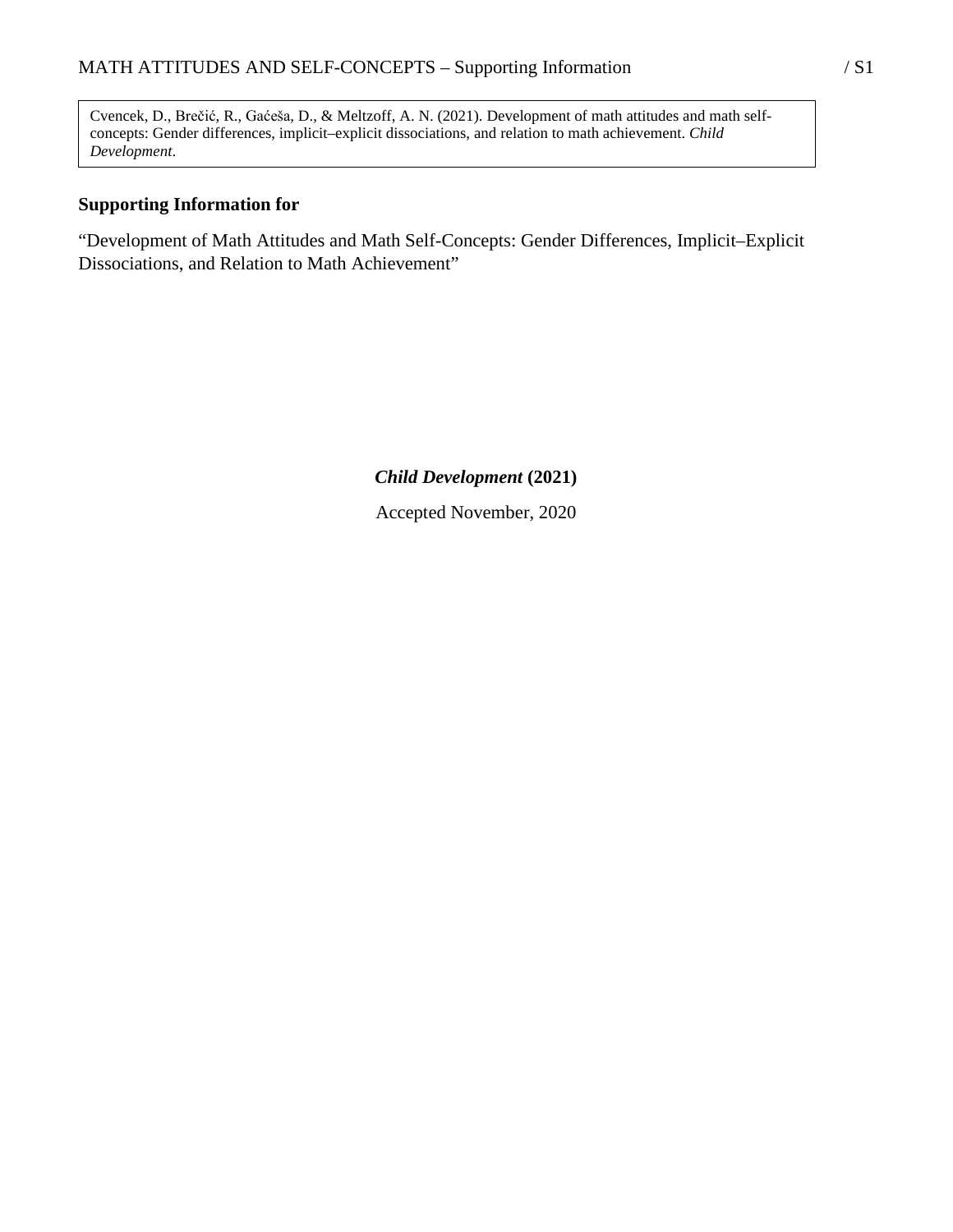Cvencek, D., Brečić, R., Gaćeša, D., & Meltzoff, A. N. (2021). Development of math attitudes and math self-concepts: Gender differences, implicit–explicit dissociations, and relation to math achievement. *Child Development*.

**Supporting Information for**

"Development of Math Attitudes and Math Self-Concepts: Gender Differences, Implicit–Explicit Dissociations, and Relation to Math Achievement"

***Child Development* (2021)**

Accepted November, 2020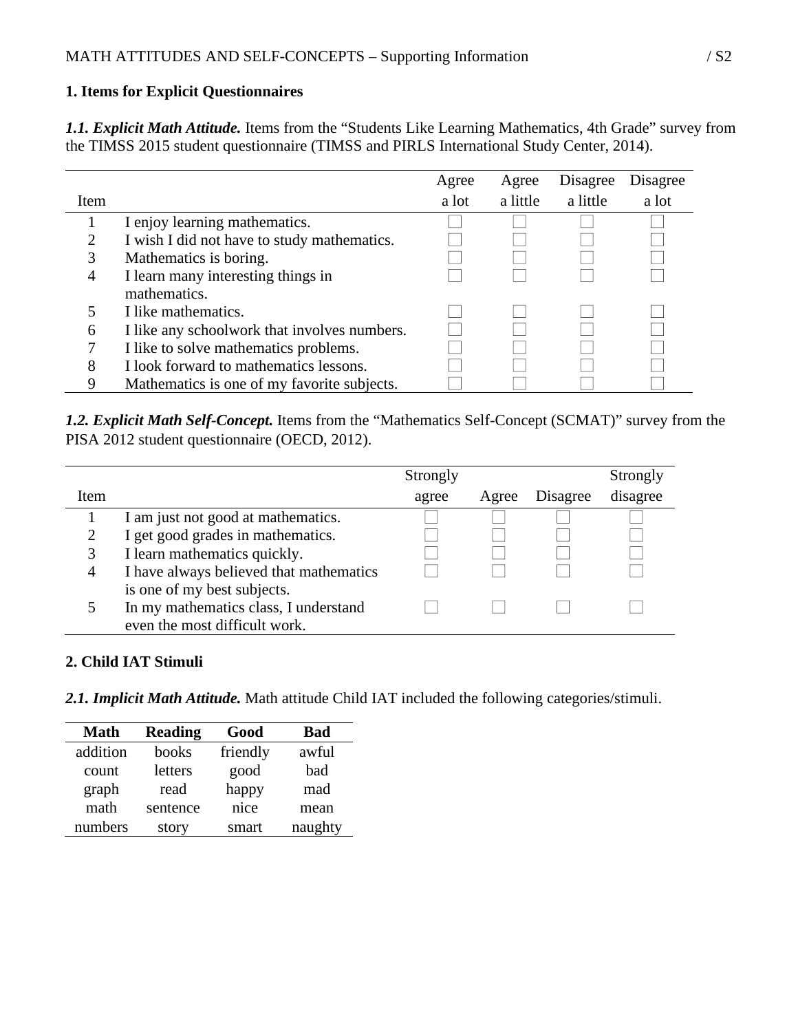## 1. Items for Explicit Questionnaires

***1.1. Explicit Math Attitude.*** Items from the "Students Like Learning Mathematics, 4th Grade" survey from the TIMSS 2015 student questionnaire (TIMSS and PIRLS International Study Center, 2014).

| Item | | Agree a lot | Agree a little | Disagree a little | Disagree a lot |
|---|---|---|---|---|---|
| 1 | I enjoy learning mathematics. | ☐ | ☐ | ☐ | ☐ |
| 2 | I wish I did not have to study mathematics. | ☐ | ☐ | ☐ | ☐ |
| 3 | Mathematics is boring. | ☐ | ☐ | ☐ | ☐ |
| 4 | I learn many interesting things in mathematics. | ☐ | ☐ | ☐ | ☐ |
| 5 | I like mathematics. | ☐ | ☐ | ☐ | ☐ |
| 6 | I like any schoolwork that involves numbers. | ☐ | ☐ | ☐ | ☐ |
| 7 | I like to solve mathematics problems. | ☐ | ☐ | ☐ | ☐ |
| 8 | I look forward to mathematics lessons. | ☐ | ☐ | ☐ | ☐ |
| 9 | Mathematics is one of my favorite subjects. | ☐ | ☐ | ☐ | ☐ |

***1.2. Explicit Math Self-Concept.*** Items from the "Mathematics Self-Concept (SCMAT)" survey from the PISA 2012 student questionnaire (OECD, 2012).

| Item | | Strongly agree | Agree | Disagree | Strongly disagree |
|---|---|---|---|---|---|
| 1 | I am just not good at mathematics. | ☐ | ☐ | ☐ | ☐ |
| 2 | I get good grades in mathematics. | ☐ | ☐ | ☐ | ☐ |
| 3 | I learn mathematics quickly. | ☐ | ☐ | ☐ | ☐ |
| 4 | I have always believed that mathematics is one of my best subjects. | ☐ | ☐ | ☐ | ☐ |
| 5 | In my mathematics class, I understand even the most difficult work. | ☐ | ☐ | ☐ | ☐ |

## 2. Child IAT Stimuli

***2.1. Implicit Math Attitude.*** Math attitude Child IAT included the following categories/stimuli.

| Math | Reading | Good | Bad |
|---|---|---|---|
| addition | books | friendly | awful |
| count | letters | good | bad |
| graph | read | happy | mad |
| math | sentence | nice | mean |
| numbers | story | smart | naughty |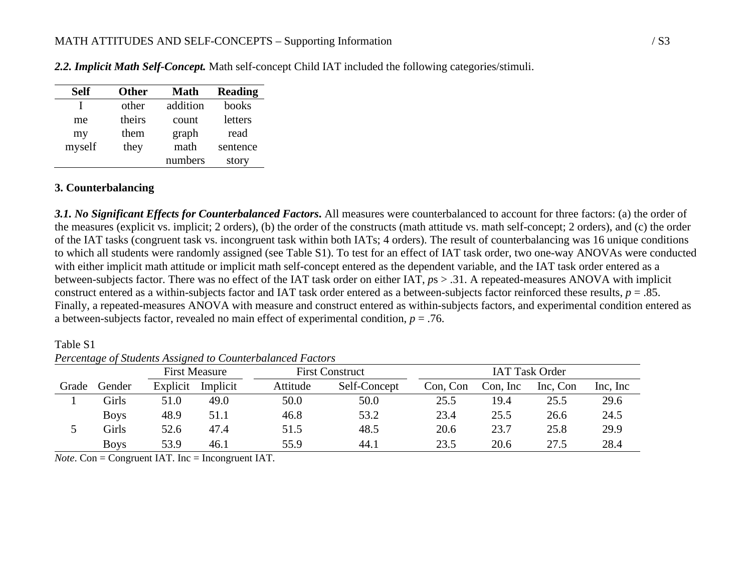***2.2. Implicit Math Self-Concept.*** Math self-concept Child IAT included the following categories/stimuli.

| Self | Other | Math | Reading |
|---|---|---|---|
| I | other | addition | books |
| me | theirs | count | letters |
| my | them | graph | read |
| myself | they | math | sentence |
| | | numbers | story |

## 3. Counterbalancing

***3.1. No Significant Effects for Counterbalanced Factors.*** All measures were counterbalanced to account for three factors: (a) the order of the measures (explicit vs. implicit; 2 orders), (b) the order of the constructs (math attitude vs. math self-concept; 2 orders), and (c) the order of the IAT tasks (congruent task vs. incongruent task within both IATs; 4 orders). The result of counterbalancing was 16 unique conditions to which all students were randomly assigned (see Table S1). To test for an effect of IAT task order, two one-way ANOVAs were conducted with either implicit math attitude or implicit math self-concept entered as the dependent variable, and the IAT task order entered as a between-subjects factor. There was no effect of the IAT task order on either IAT, *p*s > .31. A repeated-measures ANOVA with implicit construct entered as a within-subjects factor and IAT task order entered as a between-subjects factor reinforced these results, *p* = .85. Finally, a repeated-measures ANOVA with measure and construct entered as within-subjects factors, and experimental condition entered as a between-subjects factor, revealed no main effect of experimental condition, *p* = .76.

Table S1

*Percentage of Students Assigned to Counterbalanced Factors*

| | | First Measure | | First Construct | | IAT Task Order | | | |
|---|---|---|---|---|---|---|---|---|---|
| Grade | Gender | Explicit | Implicit | Attitude | Self-Concept | Con, Con | Con, Inc | Inc, Con | Inc, Inc |
| 1 | Girls | 51.0 | 49.0 | 50.0 | 50.0 | 25.5 | 19.4 | 25.5 | 29.6 |
| | Boys | 48.9 | 51.1 | 46.8 | 53.2 | 23.4 | 25.5 | 26.6 | 24.5 |
| 5 | Girls | 52.6 | 47.4 | 51.5 | 48.5 | 20.6 | 23.7 | 25.8 | 29.9 |
| | Boys | 53.9 | 46.1 | 55.9 | 44.1 | 23.5 | 20.6 | 27.5 | 28.4 |

*Note*. Con = Congruent IAT. Inc = Incongruent IAT.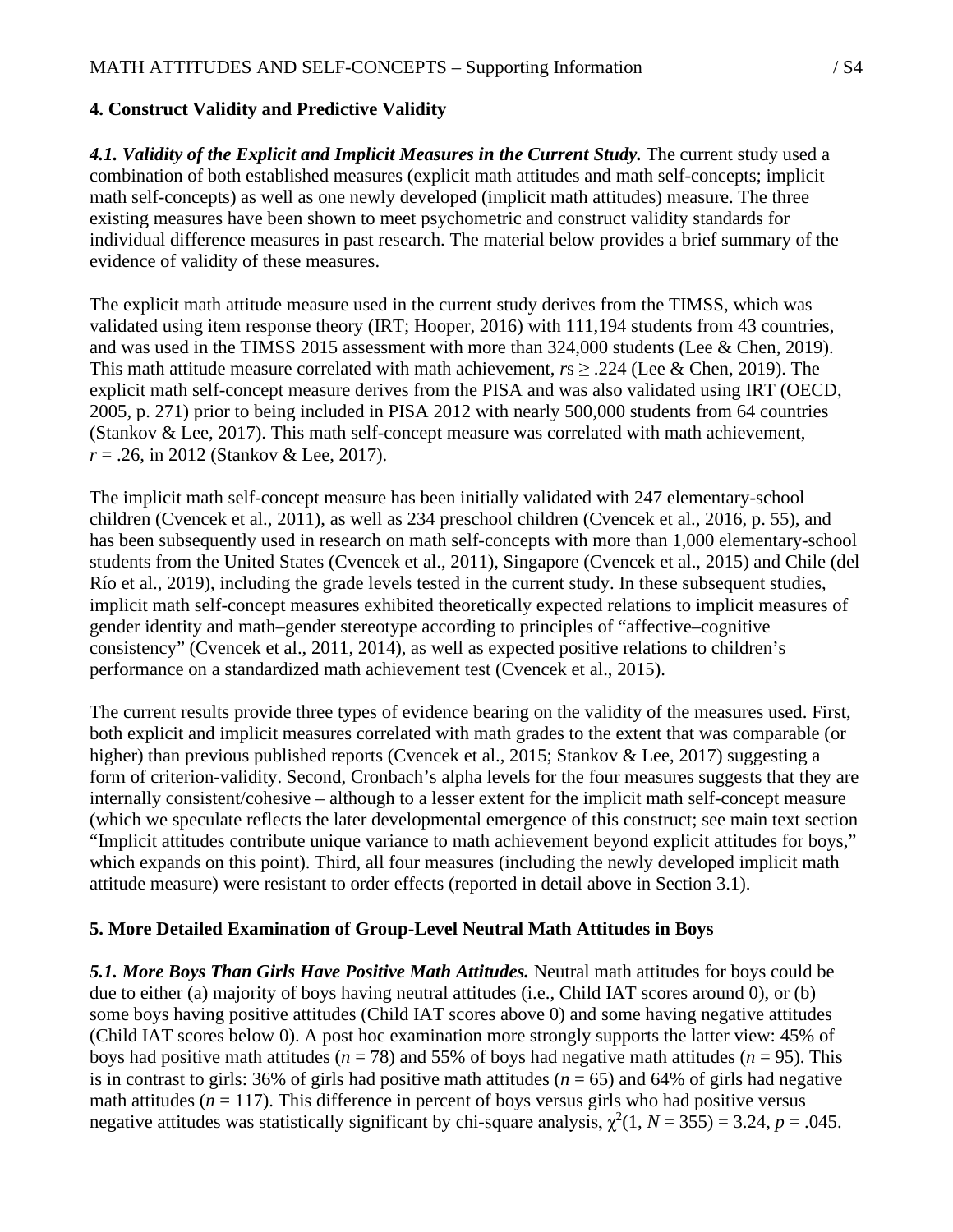## 4. Construct Validity and Predictive Validity

***4.1. Validity of the Explicit and Implicit Measures in the Current Study.*** The current study used a combination of both established measures (explicit math attitudes and math self-concepts; implicit math self-concepts) as well as one newly developed (implicit math attitudes) measure. The three existing measures have been shown to meet psychometric and construct validity standards for individual difference measures in past research. The material below provides a brief summary of the evidence of validity of these measures.

The explicit math attitude measure used in the current study derives from the TIMSS, which was validated using item response theory (IRT; Hooper, 2016) with 111,194 students from 43 countries, and was used in the TIMSS 2015 assessment with more than 324,000 students (Lee & Chen, 2019). This math attitude measure correlated with math achievement, $r$s $\geq$ .224 (Lee & Chen, 2019). The explicit math self-concept measure derives from the PISA and was also validated using IRT (OECD, 2005, p. 271) prior to being included in PISA 2012 with nearly 500,000 students from 64 countries (Stankov & Lee, 2017). This math self-concept measure was correlated with math achievement, $r$ = .26, in 2012 (Stankov & Lee, 2017).

The implicit math self-concept measure has been initially validated with 247 elementary-school children (Cvencek et al., 2011), as well as 234 preschool children (Cvencek et al., 2016, p. 55), and has been subsequently used in research on math self-concepts with more than 1,000 elementary-school students from the United States (Cvencek et al., 2011), Singapore (Cvencek et al., 2015) and Chile (del Río et al., 2019), including the grade levels tested in the current study. In these subsequent studies, implicit math self-concept measures exhibited theoretically expected relations to implicit measures of gender identity and math–gender stereotype according to principles of "affective–cognitive consistency" (Cvencek et al., 2011, 2014), as well as expected positive relations to children's performance on a standardized math achievement test (Cvencek et al., 2015).

The current results provide three types of evidence bearing on the validity of the measures used. First, both explicit and implicit measures correlated with math grades to the extent that was comparable (or higher) than previous published reports (Cvencek et al., 2015; Stankov & Lee, 2017) suggesting a form of criterion-validity. Second, Cronbach's alpha levels for the four measures suggests that they are internally consistent/cohesive – although to a lesser extent for the implicit math self-concept measure (which we speculate reflects the later developmental emergence of this construct; see main text section "Implicit attitudes contribute unique variance to math achievement beyond explicit attitudes for boys," which expands on this point). Third, all four measures (including the newly developed implicit math attitude measure) were resistant to order effects (reported in detail above in Section 3.1).

## 5. More Detailed Examination of Group-Level Neutral Math Attitudes in Boys

***5.1. More Boys Than Girls Have Positive Math Attitudes.*** Neutral math attitudes for boys could be due to either (a) majority of boys having neutral attitudes (i.e., Child IAT scores around 0), or (b) some boys having positive attitudes (Child IAT scores above 0) and some having negative attitudes (Child IAT scores below 0). A post hoc examination more strongly supports the latter view: 45% of boys had positive math attitudes ($n$ = 78) and 55% of boys had negative math attitudes ($n$ = 95). This is in contrast to girls: 36% of girls had positive math attitudes ($n$ = 65) and 64% of girls had negative math attitudes ($n$ = 117). This difference in percent of boys versus girls who had positive versus negative attitudes was statistically significant by chi-square analysis, $\chi^2(1, N = 355) = 3.24$, $p$ = .045.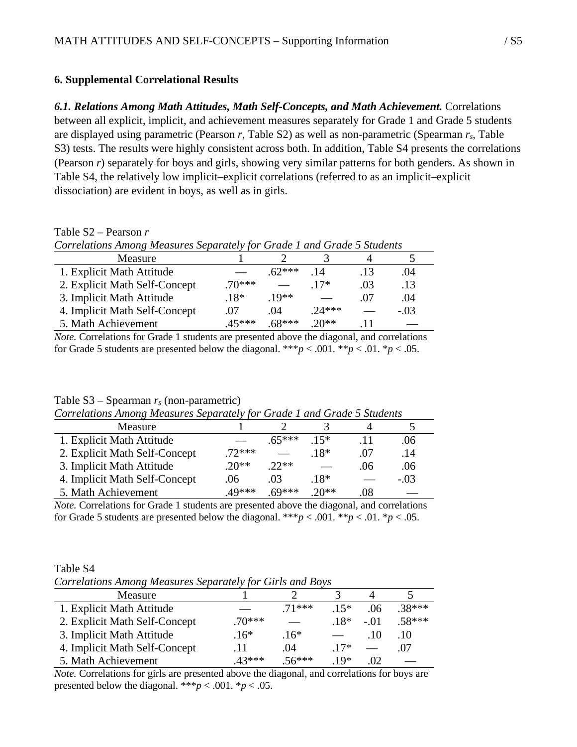## 6. Supplemental Correlational Results

***6.1. Relations Among Math Attitudes, Math Self-Concepts, and Math Achievement.*** Correlations between all explicit, implicit, and achievement measures separately for Grade 1 and Grade 5 students are displayed using parametric (Pearson *r*, Table S2) as well as non-parametric (Spearman $r_s$, Table S3) tests. The results were highly consistent across both. In addition, Table S4 presents the correlations (Pearson *r*) separately for boys and girls, showing very similar patterns for both genders. As shown in Table S4, the relatively low implicit–explicit correlations (referred to as an implicit–explicit dissociation) are evident in boys, as well as in girls.

Table S2 – Pearson *r*

*Correlations Among Measures Separately for Grade 1 and Grade 5 Students*

| Measure | 1 | 2 | 3 | 4 | 5 |
|---|---|---|---|---|---|
| 1. Explicit Math Attitude | — | .62*** | .14 | .13 | .04 |
| 2. Explicit Math Self-Concept | .70*** | — | .17* | .03 | .13 |
| 3. Implicit Math Attitude | .18* | .19** | — | .07 | .04 |
| 4. Implicit Math Self-Concept | .07 | .04 | .24*** | — | -.03 |
| 5. Math Achievement | .45*** | .68*** | .20** | .11 | — |

*Note.* Correlations for Grade 1 students are presented above the diagonal, and correlations for Grade 5 students are presented below the diagonal. ***$p < .001$. **$p < .01$. *$p < .05$.

Table S3 – Spearman $r_s$ (non-parametric)

*Correlations Among Measures Separately for Grade 1 and Grade 5 Students*

| Measure | 1 | 2 | 3 | 4 | 5 |
|---|---|---|---|---|---|
| 1. Explicit Math Attitude | — | .65*** | .15* | .11 | .06 |
| 2. Explicit Math Self-Concept | .72*** | — | .18* | .07 | .14 |
| 3. Implicit Math Attitude | .20** | .22** | — | .06 | .06 |
| 4. Implicit Math Self-Concept | .06 | .03 | .18* | — | -.03 |
| 5. Math Achievement | .49*** | .69*** | .20** | .08 | — |

*Note.* Correlations for Grade 1 students are presented above the diagonal, and correlations for Grade 5 students are presented below the diagonal. ***$p < .001$. **$p < .01$. *$p < .05$.

Table S4

*Correlations Among Measures Separately for Girls and Boys*

| Measure | 1 | 2 | 3 | 4 | 5 |
|---|---|---|---|---|---|
| 1. Explicit Math Attitude | — | .71*** | .15* | .06 | .38*** |
| 2. Explicit Math Self-Concept | .70*** | — | .18* | -.01 | .58*** |
| 3. Implicit Math Attitude | .16* | .16* | — | .10 | .10 |
| 4. Implicit Math Self-Concept | .11 | .04 | .17* | — | .07 |
| 5. Math Achievement | .43*** | .56*** | .19* | .02 | — |

*Note.* Correlations for girls are presented above the diagonal, and correlations for boys are presented below the diagonal. ***$p < .001$. *$p < .05$.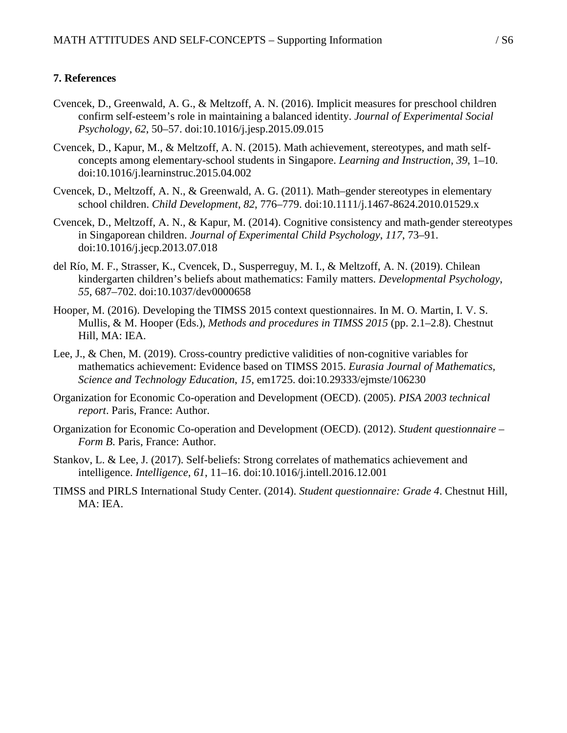### 7. References

Cvencek, D., Greenwald, A. G., & Meltzoff, A. N. (2016). Implicit measures for preschool children confirm self-esteem's role in maintaining a balanced identity. *Journal of Experimental Social Psychology*, *62*, 50–57. doi:10.1016/j.jesp.2015.09.015

Cvencek, D., Kapur, M., & Meltzoff, A. N. (2015). Math achievement, stereotypes, and math self-concepts among elementary-school students in Singapore. *Learning and Instruction*, *39*, 1–10. doi:10.1016/j.learninstruc.2015.04.002

Cvencek, D., Meltzoff, A. N., & Greenwald, A. G. (2011). Math–gender stereotypes in elementary school children. *Child Development*, *82*, 776–779. doi:10.1111/j.1467-8624.2010.01529.x

Cvencek, D., Meltzoff, A. N., & Kapur, M. (2014). Cognitive consistency and math-gender stereotypes in Singaporean children. *Journal of Experimental Child Psychology*, *117*, 73–91. doi:10.1016/j.jecp.2013.07.018

del Río, M. F., Strasser, K., Cvencek, D., Susperreguy, M. I., & Meltzoff, A. N. (2019). Chilean kindergarten children's beliefs about mathematics: Family matters. *Developmental Psychology*, *55*, 687–702. doi:10.1037/dev0000658

Hooper, M. (2016). Developing the TIMSS 2015 context questionnaires. In M. O. Martin, I. V. S. Mullis, & M. Hooper (Eds.), *Methods and procedures in TIMSS 2015* (pp. 2.1–2.8). Chestnut Hill, MA: IEA.

Lee, J., & Chen, M. (2019). Cross-country predictive validities of non-cognitive variables for mathematics achievement: Evidence based on TIMSS 2015. *Eurasia Journal of Mathematics, Science and Technology Education*, *15*, em1725. doi:10.29333/ejmste/106230

Organization for Economic Co-operation and Development (OECD). (2005). *PISA 2003 technical report*. Paris, France: Author.

Organization for Economic Co-operation and Development (OECD). (2012). *Student questionnaire – Form B.* Paris, France: Author.

Stankov, L. & Lee, J. (2017). Self-beliefs: Strong correlates of mathematics achievement and intelligence. *Intelligence*, *61*, 11–16. doi:10.1016/j.intell.2016.12.001

TIMSS and PIRLS International Study Center. (2014). *Student questionnaire: Grade 4*. Chestnut Hill, MA: IEA.